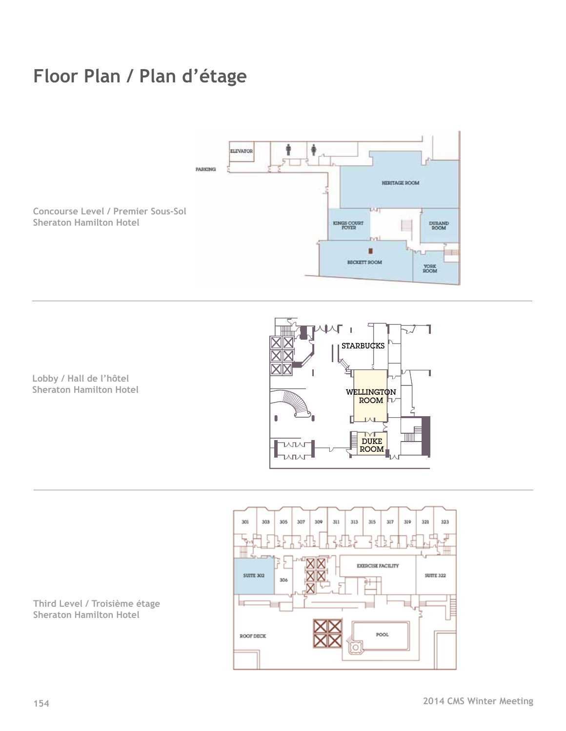# Floor Plan / Plan d'étage

Concourse Level / Premier Sous-Sol
Sheraton Hamilton Hotel

ELEVATOR

PARKING

HERITAGE ROOM

KINGS COURT FOYER

DURAND ROOM

BECKETT ROOM

YORK ROOM

Lobby / Hall de l'hôtel
Sheraton Hamilton Hotel

STARBUCKS

WELLINGTON ROOM

DUKE ROOM

Third Level / Troisième étage
Sheraton Hamilton Hotel

301 303 305 307 309 311 313 315 317 319 321 323

SUITE 302

306

EXERCISE FACILITY

SUITE 322

ROOF DECK

POOL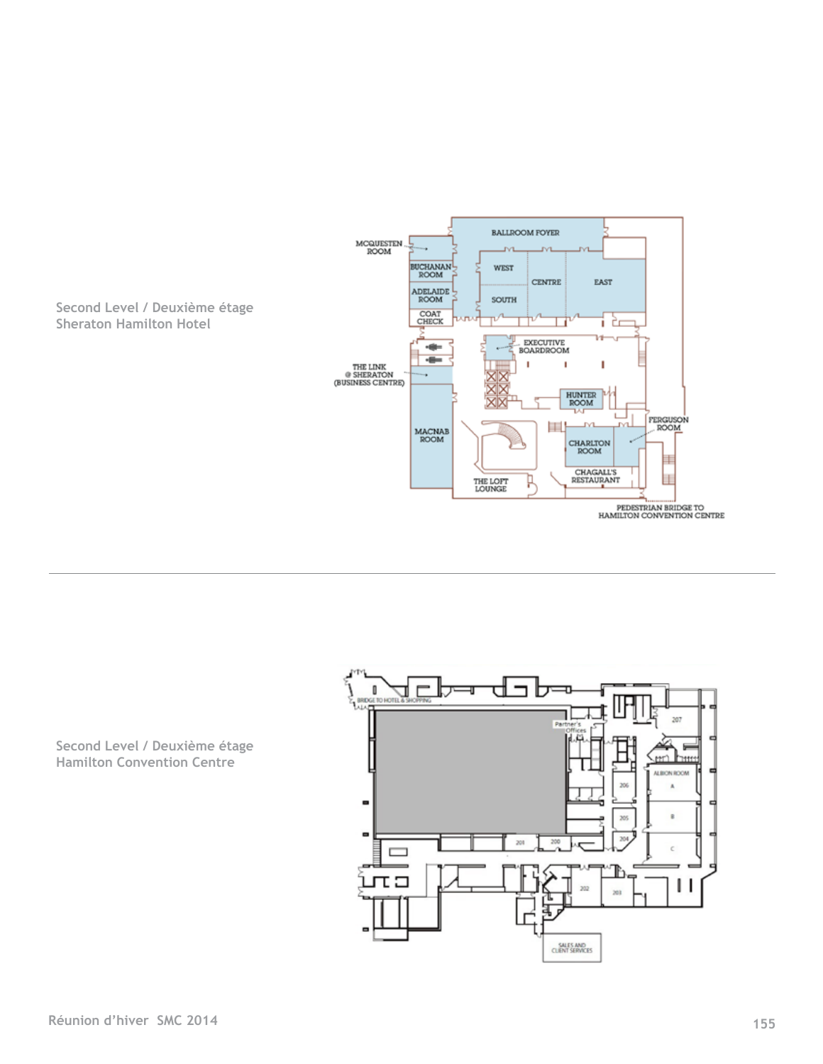Second Level / Deuxième étage
Sheraton Hamilton Hotel

BALLROOM FOYER

MCQUESTEN ROOM

BUCHANAN ROOM

ADELAIDE ROOM

COAT CHECK

WEST

CENTRE

EAST

SOUTH

EXECUTIVE BOARDROOM

THE LINK @ SHERATON (BUSINESS CENTRE)

HUNTER ROOM

FERGUSON ROOM

MACNAB ROOM

CHARLTON ROOM

CHAGALL'S RESTAURANT

THE LOFT LOUNGE

PEDESTRIAN BRIDGE TO HAMILTON CONVENTION CENTRE

---

Second Level / Deuxième étage
Hamilton Convention Centre

BRIDGE TO HOTEL & SHOPPING

Partner's Offices

207

ALBION ROOM

A

B

C

206

205

204

201

200

202

203

SALES AND CLIENT SERVICES